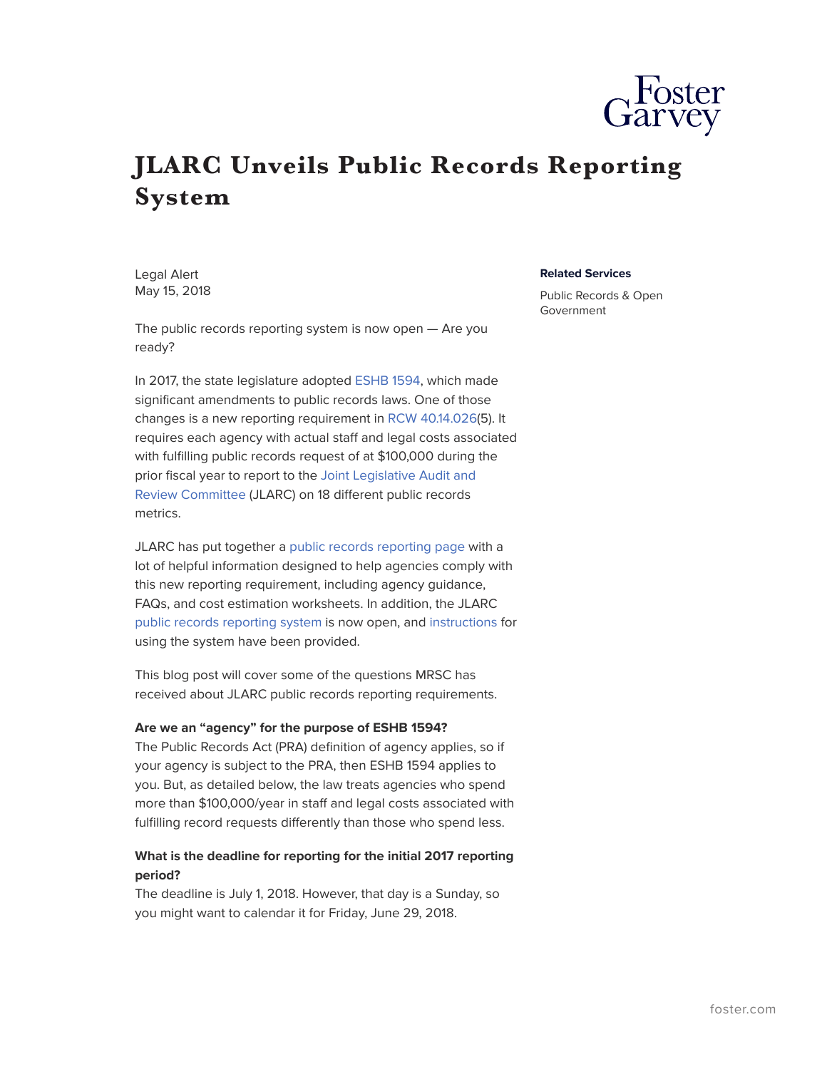# JLARC Unveils Public Records Reporting System

Legal Alert
May 15, 2018

**Related Services**

Public Records & Open Government

The public records reporting system is now open — Are you ready?

In 2017, the state legislature adopted ESHB 1594, which made significant amendments to public records laws. One of those changes is a new reporting requirement in RCW 40.14.026(5). It requires each agency with actual staff and legal costs associated with fulfilling public records request of at $100,000 during the prior fiscal year to report to the Joint Legislative Audit and Review Committee (JLARC) on 18 different public records metrics.

JLARC has put together a public records reporting page with a lot of helpful information designed to help agencies comply with this new reporting requirement, including agency guidance, FAQs, and cost estimation worksheets. In addition, the JLARC public records reporting system is now open, and instructions for using the system have been provided.

This blog post will cover some of the questions MRSC has received about JLARC public records reporting requirements.

**Are we an "agency" for the purpose of ESHB 1594?**
The Public Records Act (PRA) definition of agency applies, so if your agency is subject to the PRA, then ESHB 1594 applies to you. But, as detailed below, the law treats agencies who spend more than $100,000/year in staff and legal costs associated with fulfilling record requests differently than those who spend less.

**What is the deadline for reporting for the initial 2017 reporting period?**
The deadline is July 1, 2018. However, that day is a Sunday, so you might want to calendar it for Friday, June 29, 2018.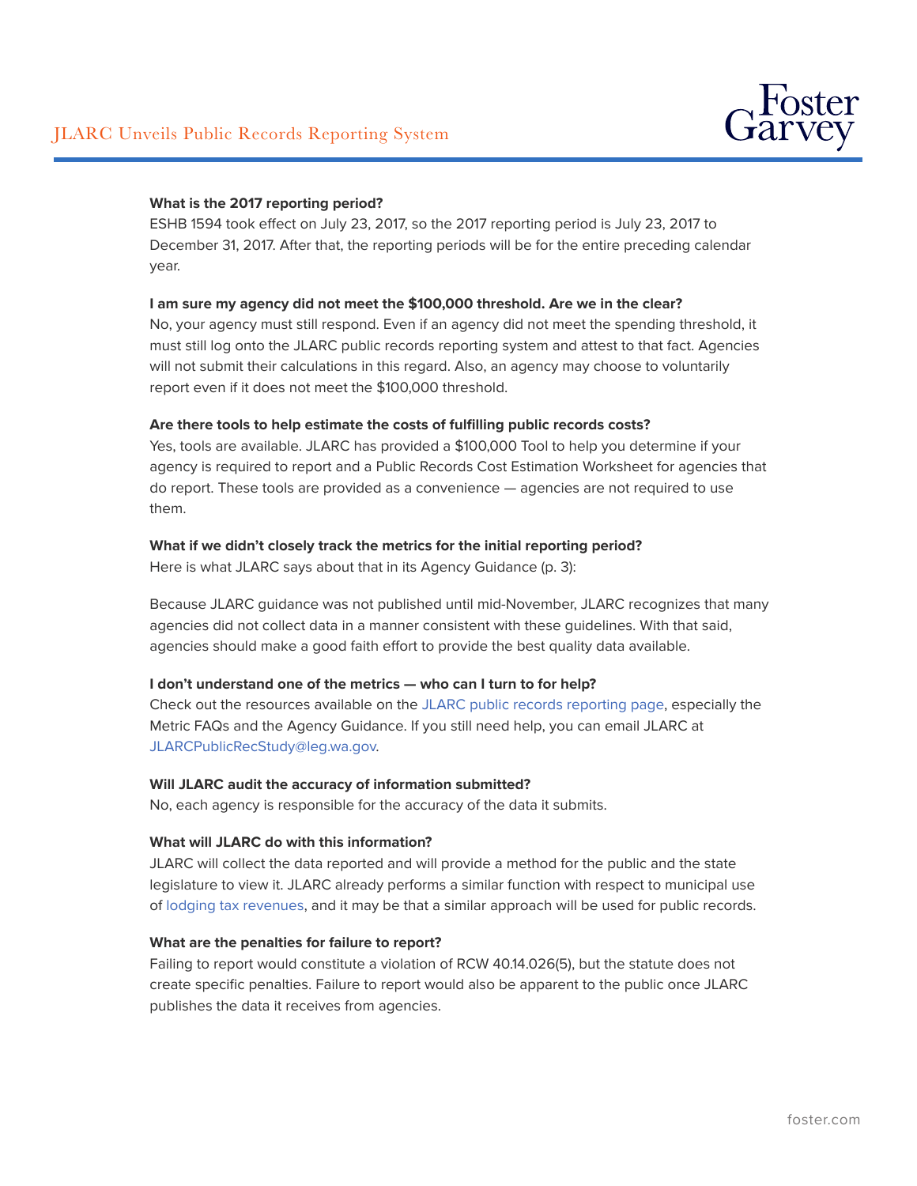**What is the 2017 reporting period?**

ESHB 1594 took effect on July 23, 2017, so the 2017 reporting period is July 23, 2017 to December 31, 2017. After that, the reporting periods will be for the entire preceding calendar year.

**I am sure my agency did not meet the $100,000 threshold. Are we in the clear?**

No, your agency must still respond. Even if an agency did not meet the spending threshold, it must still log onto the JLARC public records reporting system and attest to that fact. Agencies will not submit their calculations in this regard. Also, an agency may choose to voluntarily report even if it does not meet the $100,000 threshold.

**Are there tools to help estimate the costs of fulfilling public records costs?**

Yes, tools are available. JLARC has provided a $100,000 Tool to help you determine if your agency is required to report and a Public Records Cost Estimation Worksheet for agencies that do report. These tools are provided as a convenience — agencies are not required to use them.

**What if we didn't closely track the metrics for the initial reporting period?**

Here is what JLARC says about that in its Agency Guidance (p. 3):

Because JLARC guidance was not published until mid-November, JLARC recognizes that many agencies did not collect data in a manner consistent with these guidelines. With that said, agencies should make a good faith effort to provide the best quality data available.

**I don't understand one of the metrics — who can I turn to for help?**

Check out the resources available on the JLARC public records reporting page, especially the Metric FAQs and the Agency Guidance. If you still need help, you can email JLARC at JLARCPublicRecStudy@leg.wa.gov.

**Will JLARC audit the accuracy of information submitted?**

No, each agency is responsible for the accuracy of the data it submits.

**What will JLARC do with this information?**

JLARC will collect the data reported and will provide a method for the public and the state legislature to view it. JLARC already performs a similar function with respect to municipal use of lodging tax revenues, and it may be that a similar approach will be used for public records.

**What are the penalties for failure to report?**

Failing to report would constitute a violation of RCW 40.14.026(5), but the statute does not create specific penalties. Failure to report would also be apparent to the public once JLARC publishes the data it receives from agencies.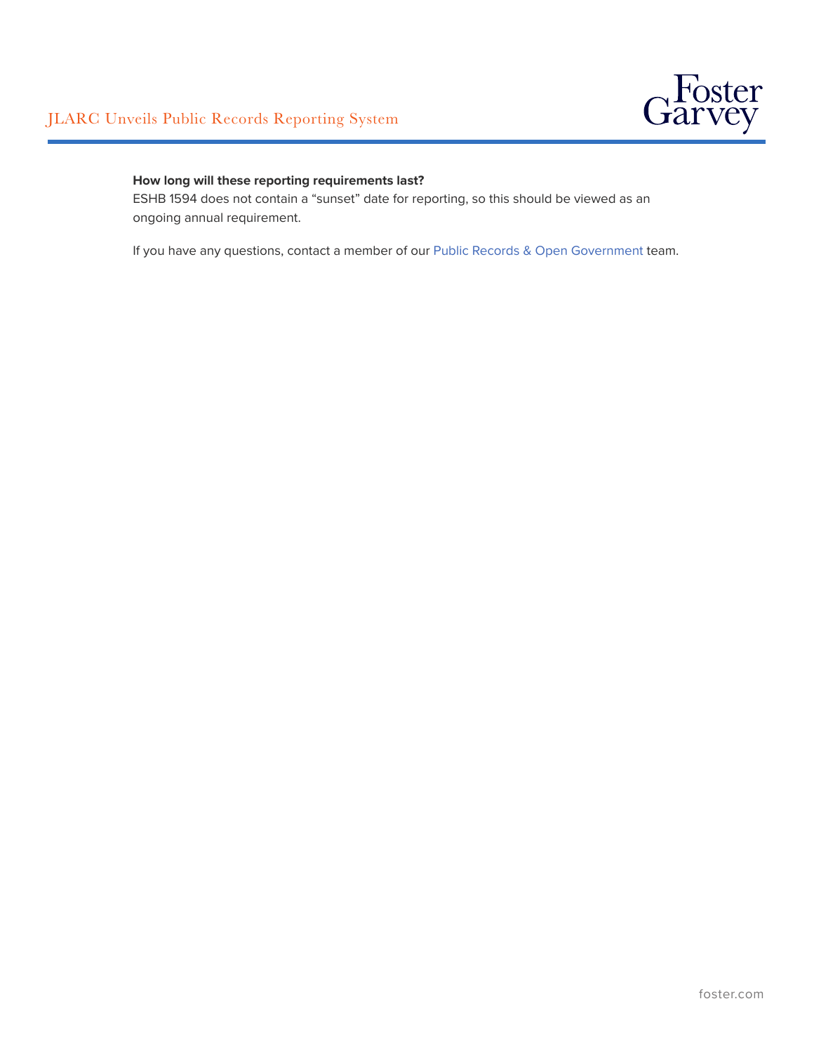**How long will these reporting requirements last?**

ESHB 1594 does not contain a "sunset" date for reporting, so this should be viewed as an ongoing annual requirement.

If you have any questions, contact a member of our Public Records & Open Government team.